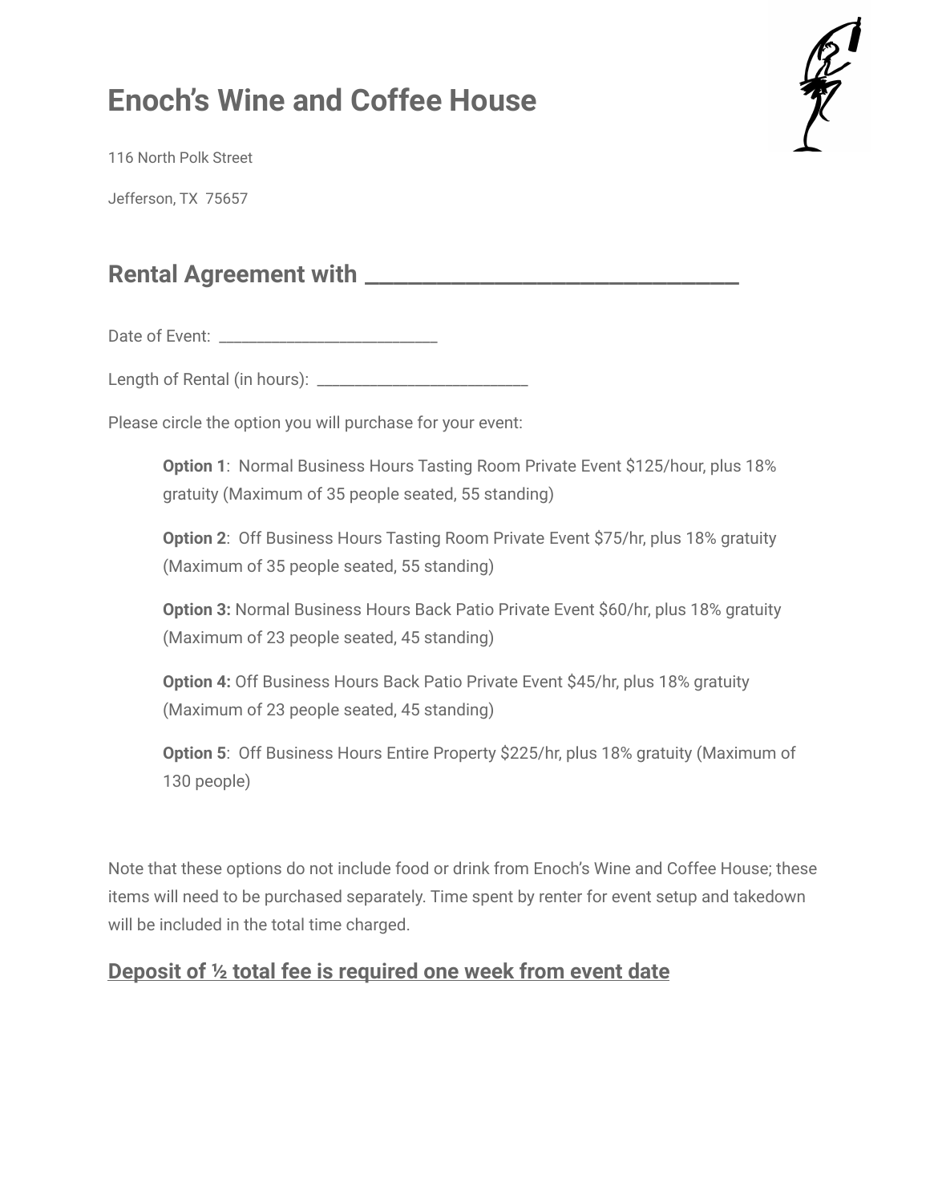# Enoch's Wine and Coffee House

116 North Polk Street

Jefferson, TX 75657

## Rental Agreement with ______________________________

Date of Event: ________________________

Length of Rental (in hours): _______________________

Please circle the option you will purchase for your event:

> **Option 1**: Normal Business Hours Tasting Room Private Event $125/hour, plus 18% gratuity (Maximum of 35 people seated, 55 standing)
>
> **Option 2**: Off Business Hours Tasting Room Private Event $75/hr, plus 18% gratuity (Maximum of 35 people seated, 55 standing)
>
> **Option 3:** Normal Business Hours Back Patio Private Event $60/hr, plus 18% gratuity (Maximum of 23 people seated, 45 standing)
>
> **Option 4:** Off Business Hours Back Patio Private Event $45/hr, plus 18% gratuity (Maximum of 23 people seated, 45 standing)
>
> **Option 5**: Off Business Hours Entire Property $225/hr, plus 18% gratuity (Maximum of 130 people)

Note that these options do not include food or drink from Enoch's Wine and Coffee House; these items will need to be purchased separately. Time spent by renter for event setup and takedown will be included in the total time charged.

### Deposit of ½ total fee is required one week from event date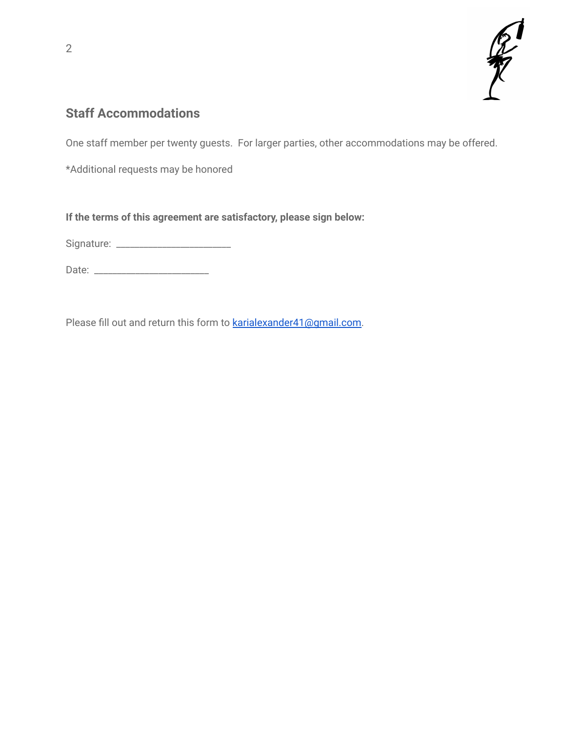## Staff Accommodations

One staff member per twenty guests.  For larger parties, other accommodations may be offered.

*Additional requests may be honored

**If the terms of this agreement are satisfactory, please sign below:**

Signature: ______________________

Date: ______________________

Please fill out and return this form to [karialexander41@gmail.com](mailto:karialexander41@gmail.com).